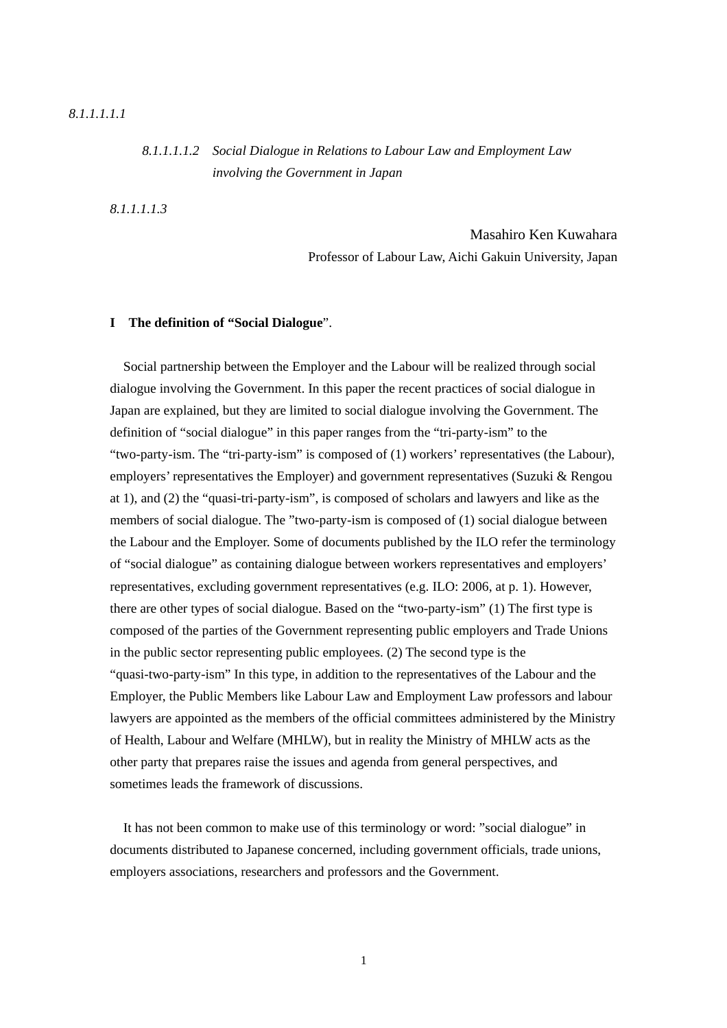*8.1.1.1.1.1*

*8.1.1.1.1.2 Social Dialogue in Relations to Labour Law and Employment Law involving the Government in Japan*

*8.1.1.1.1.3*

Masahiro Ken Kuwahara

Professor of Labour Law, Aichi Gakuin University, Japan

**I The definition of "Social Dialogue**".

Social partnership between the Employer and the Labour will be realized through social dialogue involving the Government. In this paper the recent practices of social dialogue in Japan are explained, but they are limited to social dialogue involving the Government. The definition of "social dialogue" in this paper ranges from the "tri-party-ism" to the "two-party-ism. The "tri-party-ism" is composed of (1) workers' representatives (the Labour), employers' representatives the Employer) and government representatives (Suzuki & Rengou at 1), and (2) the "quasi-tri-party-ism", is composed of scholars and lawyers and like as the members of social dialogue. The "two-party-ism is composed of (1) social dialogue between the Labour and the Employer. Some of documents published by the ILO refer the terminology of "social dialogue" as containing dialogue between workers representatives and employers' representatives, excluding government representatives (e.g. ILO: 2006, at p. 1). However, there are other types of social dialogue. Based on the "two-party-ism" (1) The first type is composed of the parties of the Government representing public employers and Trade Unions in the public sector representing public employees. (2) The second type is the "quasi-two-party-ism" In this type, in addition to the representatives of the Labour and the Employer, the Public Members like Labour Law and Employment Law professors and labour lawyers are appointed as the members of the official committees administered by the Ministry of Health, Labour and Welfare (MHLW), but in reality the Ministry of MHLW acts as the other party that prepares raise the issues and agenda from general perspectives, and sometimes leads the framework of discussions.

It has not been common to make use of this terminology or word: "social dialogue" in documents distributed to Japanese concerned, including government officials, trade unions, employers associations, researchers and professors and the Government.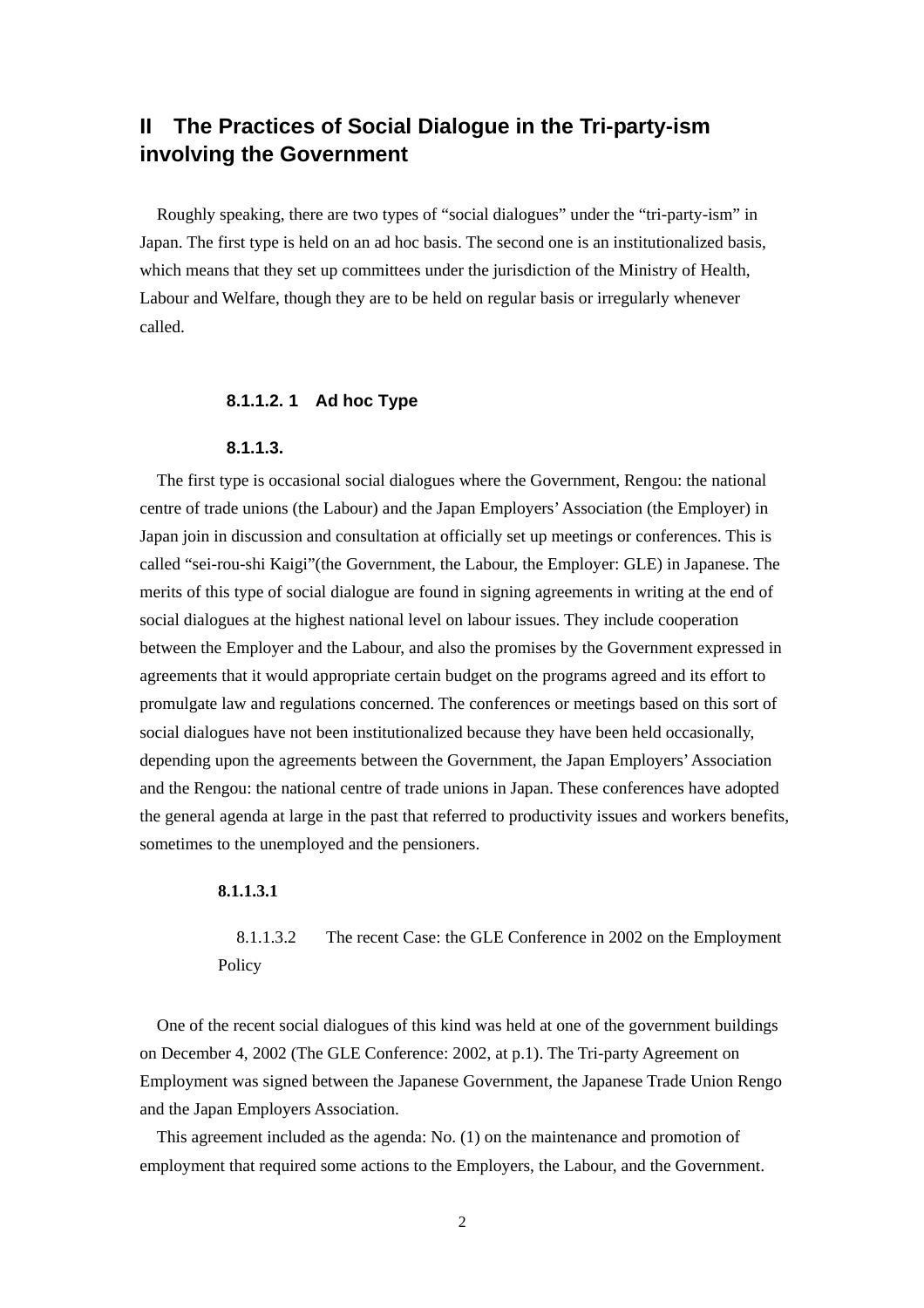## II The Practices of Social Dialogue in the Tri-party-ism involving the Government

Roughly speaking, there are two types of "social dialogues" under the "tri-party-ism" in Japan. The first type is held on an ad hoc basis. The second one is an institutionalized basis, which means that they set up committees under the jurisdiction of the Ministry of Health, Labour and Welfare, though they are to be held on regular basis or irregularly whenever called.

#### 8.1.1.2. 1 Ad hoc Type

#### 8.1.1.3.

The first type is occasional social dialogues where the Government, Rengou: the national centre of trade unions (the Labour) and the Japan Employers' Association (the Employer) in Japan join in discussion and consultation at officially set up meetings or conferences. This is called "sei-rou-shi Kaigi"(the Government, the Labour, the Employer: GLE) in Japanese. The merits of this type of social dialogue are found in signing agreements in writing at the end of social dialogues at the highest national level on labour issues. They include cooperation between the Employer and the Labour, and also the promises by the Government expressed in agreements that it would appropriate certain budget on the programs agreed and its effort to promulgate law and regulations concerned. The conferences or meetings based on this sort of social dialogues have not been institutionalized because they have been held occasionally, depending upon the agreements between the Government, the Japan Employers' Association and the Rengou: the national centre of trade unions in Japan. These conferences have adopted the general agenda at large in the past that referred to productivity issues and workers benefits, sometimes to the unemployed and the pensioners.

**8.1.1.3.1**

8.1.1.3.2 The recent Case: the GLE Conference in 2002 on the Employment Policy

One of the recent social dialogues of this kind was held at one of the government buildings on December 4, 2002 (The GLE Conference: 2002, at p.1). The Tri-party Agreement on Employment was signed between the Japanese Government, the Japanese Trade Union Rengo and the Japan Employers Association.

This agreement included as the agenda: No. (1) on the maintenance and promotion of employment that required some actions to the Employers, the Labour, and the Government.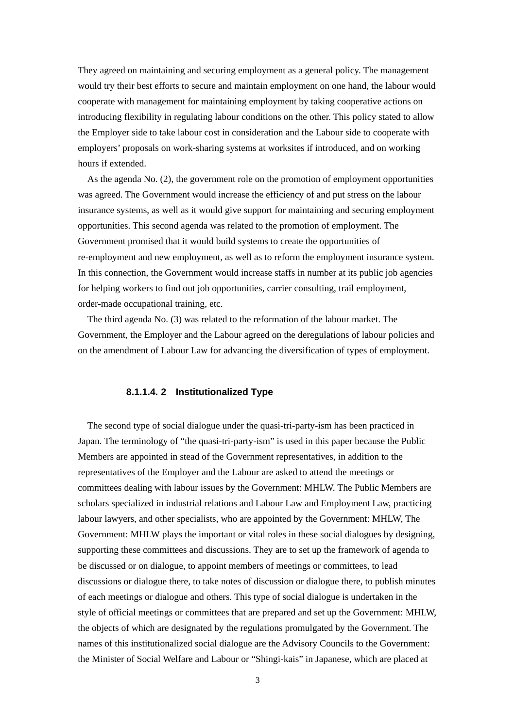They agreed on maintaining and securing employment as a general policy. The management would try their best efforts to secure and maintain employment on one hand, the labour would cooperate with management for maintaining employment by taking cooperative actions on introducing flexibility in regulating labour conditions on the other. This policy stated to allow the Employer side to take labour cost in consideration and the Labour side to cooperate with employers' proposals on work-sharing systems at worksites if introduced, and on working hours if extended.

As the agenda No. (2), the government role on the promotion of employment opportunities was agreed. The Government would increase the efficiency of and put stress on the labour insurance systems, as well as it would give support for maintaining and securing employment opportunities. This second agenda was related to the promotion of employment. The Government promised that it would build systems to create the opportunities of re-employment and new employment, as well as to reform the employment insurance system. In this connection, the Government would increase staffs in number at its public job agencies for helping workers to find out job opportunities, carrier consulting, trail employment, order-made occupational training, etc.

The third agenda No. (3) was related to the reformation of the labour market. The Government, the Employer and the Labour agreed on the deregulations of labour policies and on the amendment of Labour Law for advancing the diversification of types of employment.

#### 8.1.1.4. 2 Institutionalized Type

The second type of social dialogue under the quasi-tri-party-ism has been practiced in Japan. The terminology of "the quasi-tri-party-ism" is used in this paper because the Public Members are appointed in stead of the Government representatives, in addition to the representatives of the Employer and the Labour are asked to attend the meetings or committees dealing with labour issues by the Government: MHLW. The Public Members are scholars specialized in industrial relations and Labour Law and Employment Law, practicing labour lawyers, and other specialists, who are appointed by the Government: MHLW, The Government: MHLW plays the important or vital roles in these social dialogues by designing, supporting these committees and discussions. They are to set up the framework of agenda to be discussed or on dialogue, to appoint members of meetings or committees, to lead discussions or dialogue there, to take notes of discussion or dialogue there, to publish minutes of each meetings or dialogue and others. This type of social dialogue is undertaken in the style of official meetings or committees that are prepared and set up the Government: MHLW, the objects of which are designated by the regulations promulgated by the Government. The names of this institutionalized social dialogue are the Advisory Councils to the Government: the Minister of Social Welfare and Labour or "Shingi-kais" in Japanese, which are placed at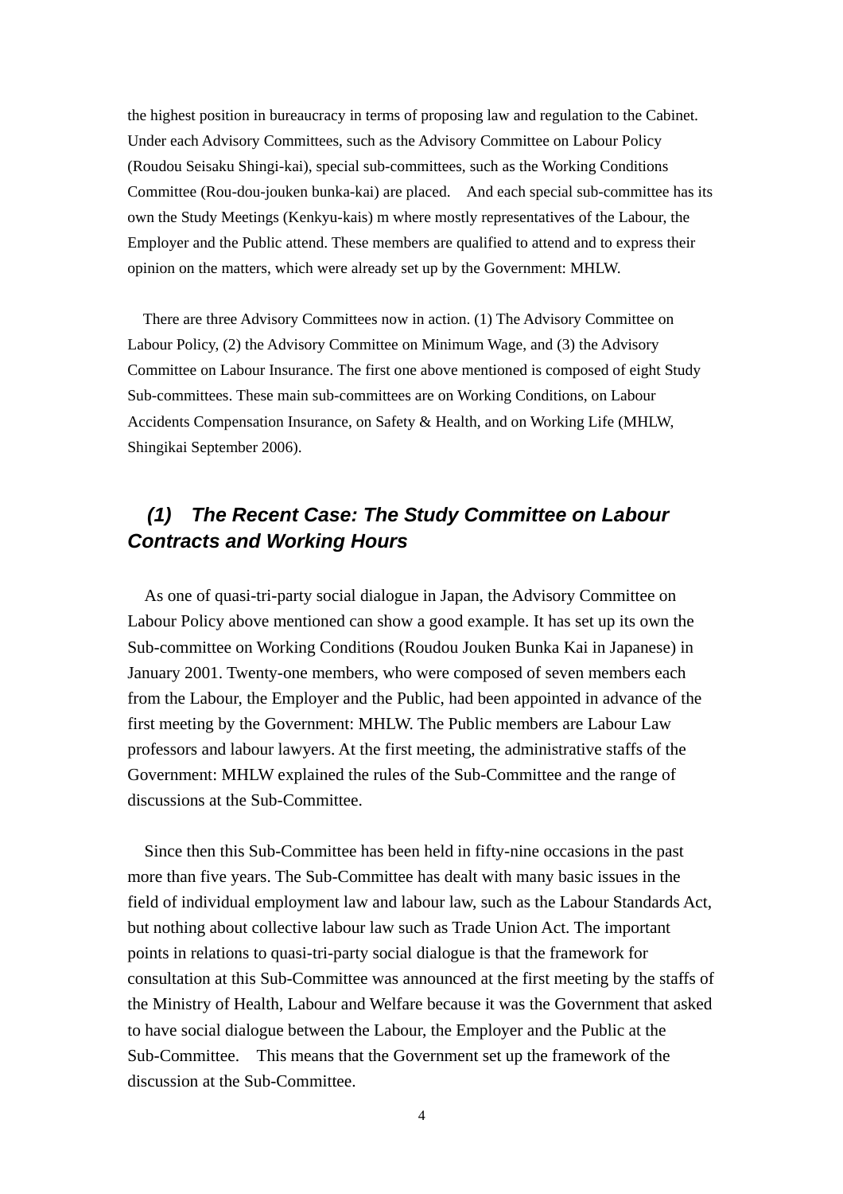the highest position in bureaucracy in terms of proposing law and regulation to the Cabinet. Under each Advisory Committees, such as the Advisory Committee on Labour Policy (Roudou Seisaku Shingi-kai), special sub-committees, such as the Working Conditions Committee (Rou-dou-jouken bunka-kai) are placed. And each special sub-committee has its own the Study Meetings (Kenkyu-kais) m where mostly representatives of the Labour, the Employer and the Public attend. These members are qualified to attend and to express their opinion on the matters, which were already set up by the Government: MHLW.

There are three Advisory Committees now in action. (1) The Advisory Committee on Labour Policy, (2) the Advisory Committee on Minimum Wage, and (3) the Advisory Committee on Labour Insurance. The first one above mentioned is composed of eight Study Sub-committees. These main sub-committees are on Working Conditions, on Labour Accidents Compensation Insurance, on Safety & Health, and on Working Life (MHLW, Shingikai September 2006).

## *(1) The Recent Case: The Study Committee on Labour Contracts and Working Hours*

As one of quasi-tri-party social dialogue in Japan, the Advisory Committee on Labour Policy above mentioned can show a good example. It has set up its own the Sub-committee on Working Conditions (Roudou Jouken Bunka Kai in Japanese) in January 2001. Twenty-one members, who were composed of seven members each from the Labour, the Employer and the Public, had been appointed in advance of the first meeting by the Government: MHLW. The Public members are Labour Law professors and labour lawyers. At the first meeting, the administrative staffs of the Government: MHLW explained the rules of the Sub-Committee and the range of discussions at the Sub-Committee.

Since then this Sub-Committee has been held in fifty-nine occasions in the past more than five years. The Sub-Committee has dealt with many basic issues in the field of individual employment law and labour law, such as the Labour Standards Act, but nothing about collective labour law such as Trade Union Act. The important points in relations to quasi-tri-party social dialogue is that the framework for consultation at this Sub-Committee was announced at the first meeting by the staffs of the Ministry of Health, Labour and Welfare because it was the Government that asked to have social dialogue between the Labour, the Employer and the Public at the Sub-Committee. This means that the Government set up the framework of the discussion at the Sub-Committee.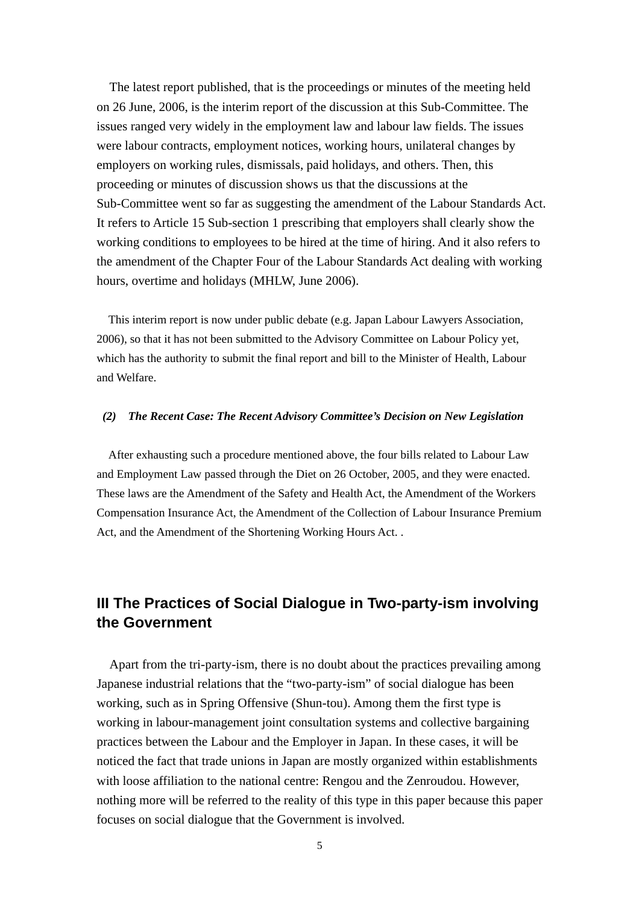The latest report published, that is the proceedings or minutes of the meeting held on 26 June, 2006, is the interim report of the discussion at this Sub-Committee. The issues ranged very widely in the employment law and labour law fields. The issues were labour contracts, employment notices, working hours, unilateral changes by employers on working rules, dismissals, paid holidays, and others. Then, this proceeding or minutes of discussion shows us that the discussions at the Sub-Committee went so far as suggesting the amendment of the Labour Standards Act. It refers to Article 15 Sub-section 1 prescribing that employers shall clearly show the working conditions to employees to be hired at the time of hiring. And it also refers to the amendment of the Chapter Four of the Labour Standards Act dealing with working hours, overtime and holidays (MHLW, June 2006).

This interim report is now under public debate (e.g. Japan Labour Lawyers Association, 2006), so that it has not been submitted to the Advisory Committee on Labour Policy yet, which has the authority to submit the final report and bill to the Minister of Health, Labour and Welfare.

### *(2) The Recent Case: The Recent Advisory Committee's Decision on New Legislation*

After exhausting such a procedure mentioned above, the four bills related to Labour Law and Employment Law passed through the Diet on 26 October, 2005, and they were enacted. These laws are the Amendment of the Safety and Health Act, the Amendment of the Workers Compensation Insurance Act, the Amendment of the Collection of Labour Insurance Premium Act, and the Amendment of the Shortening Working Hours Act. .

## III The Practices of Social Dialogue in Two-party-ism involving the Government

Apart from the tri-party-ism, there is no doubt about the practices prevailing among Japanese industrial relations that the "two-party-ism" of social dialogue has been working, such as in Spring Offensive (Shun-tou). Among them the first type is working in labour-management joint consultation systems and collective bargaining practices between the Labour and the Employer in Japan. In these cases, it will be noticed the fact that trade unions in Japan are mostly organized within establishments with loose affiliation to the national centre: Rengou and the Zenroudou. However, nothing more will be referred to the reality of this type in this paper because this paper focuses on social dialogue that the Government is involved.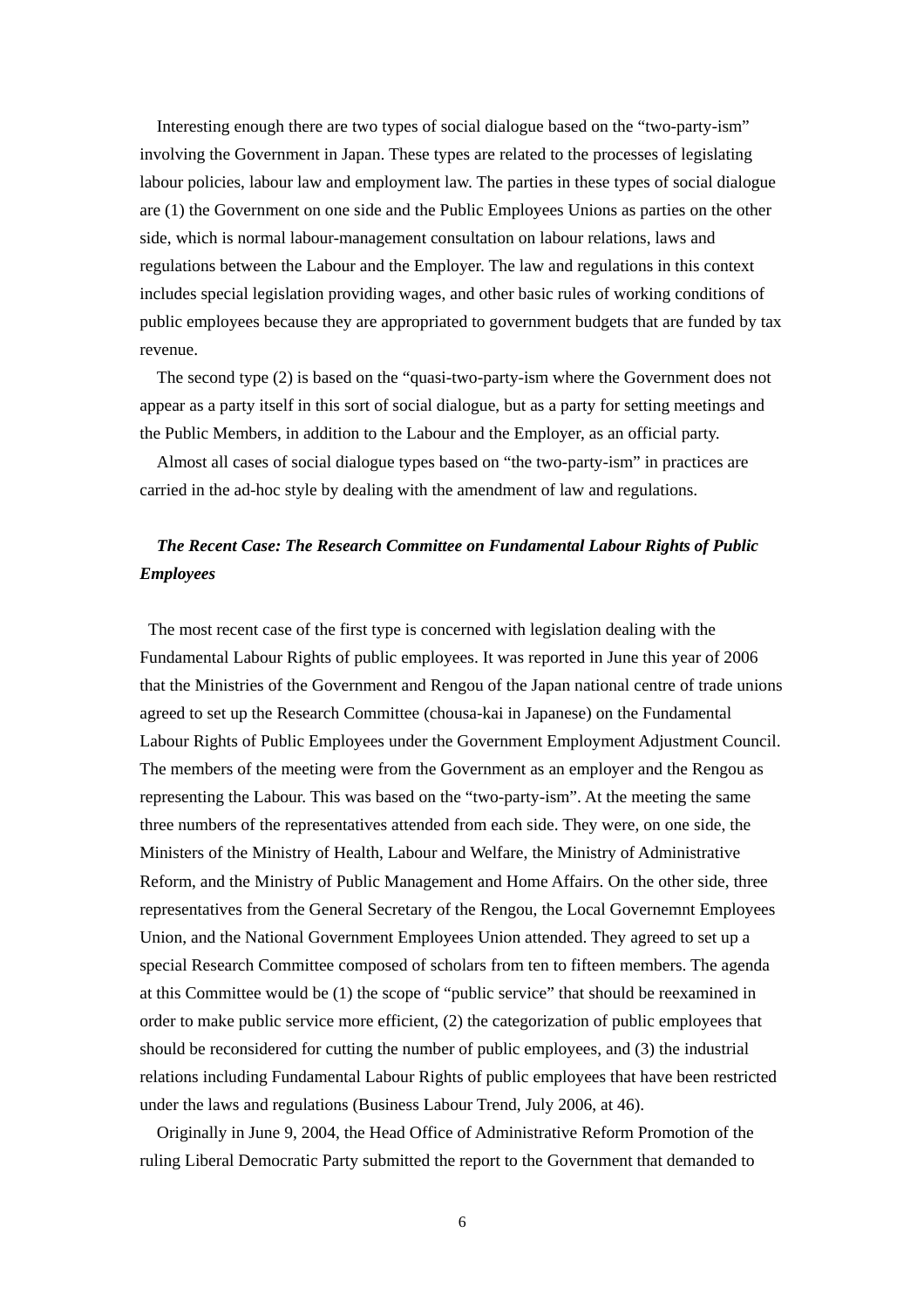Interesting enough there are two types of social dialogue based on the "two-party-ism" involving the Government in Japan. These types are related to the processes of legislating labour policies, labour law and employment law. The parties in these types of social dialogue are (1) the Government on one side and the Public Employees Unions as parties on the other side, which is normal labour-management consultation on labour relations, laws and regulations between the Labour and the Employer. The law and regulations in this context includes special legislation providing wages, and other basic rules of working conditions of public employees because they are appropriated to government budgets that are funded by tax revenue.

The second type (2) is based on the "quasi-two-party-ism where the Government does not appear as a party itself in this sort of social dialogue, but as a party for setting meetings and the Public Members, in addition to the Labour and the Employer, as an official party.

Almost all cases of social dialogue types based on "the two-party-ism" in practices are carried in the ad-hoc style by dealing with the amendment of law and regulations.

***The Recent Case: The Research Committee on Fundamental Labour Rights of Public Employees***

The most recent case of the first type is concerned with legislation dealing with the Fundamental Labour Rights of public employees. It was reported in June this year of 2006 that the Ministries of the Government and Rengou of the Japan national centre of trade unions agreed to set up the Research Committee (chousa-kai in Japanese) on the Fundamental Labour Rights of Public Employees under the Government Employment Adjustment Council. The members of the meeting were from the Government as an employer and the Rengou as representing the Labour. This was based on the "two-party-ism". At the meeting the same three numbers of the representatives attended from each side. They were, on one side, the Ministers of the Ministry of Health, Labour and Welfare, the Ministry of Administrative Reform, and the Ministry of Public Management and Home Affairs. On the other side, three representatives from the General Secretary of the Rengou, the Local Governemnt Employees Union, and the National Government Employees Union attended. They agreed to set up a special Research Committee composed of scholars from ten to fifteen members. The agenda at this Committee would be (1) the scope of "public service" that should be reexamined in order to make public service more efficient, (2) the categorization of public employees that should be reconsidered for cutting the number of public employees, and (3) the industrial relations including Fundamental Labour Rights of public employees that have been restricted under the laws and regulations (Business Labour Trend, July 2006, at 46).

Originally in June 9, 2004, the Head Office of Administrative Reform Promotion of the ruling Liberal Democratic Party submitted the report to the Government that demanded to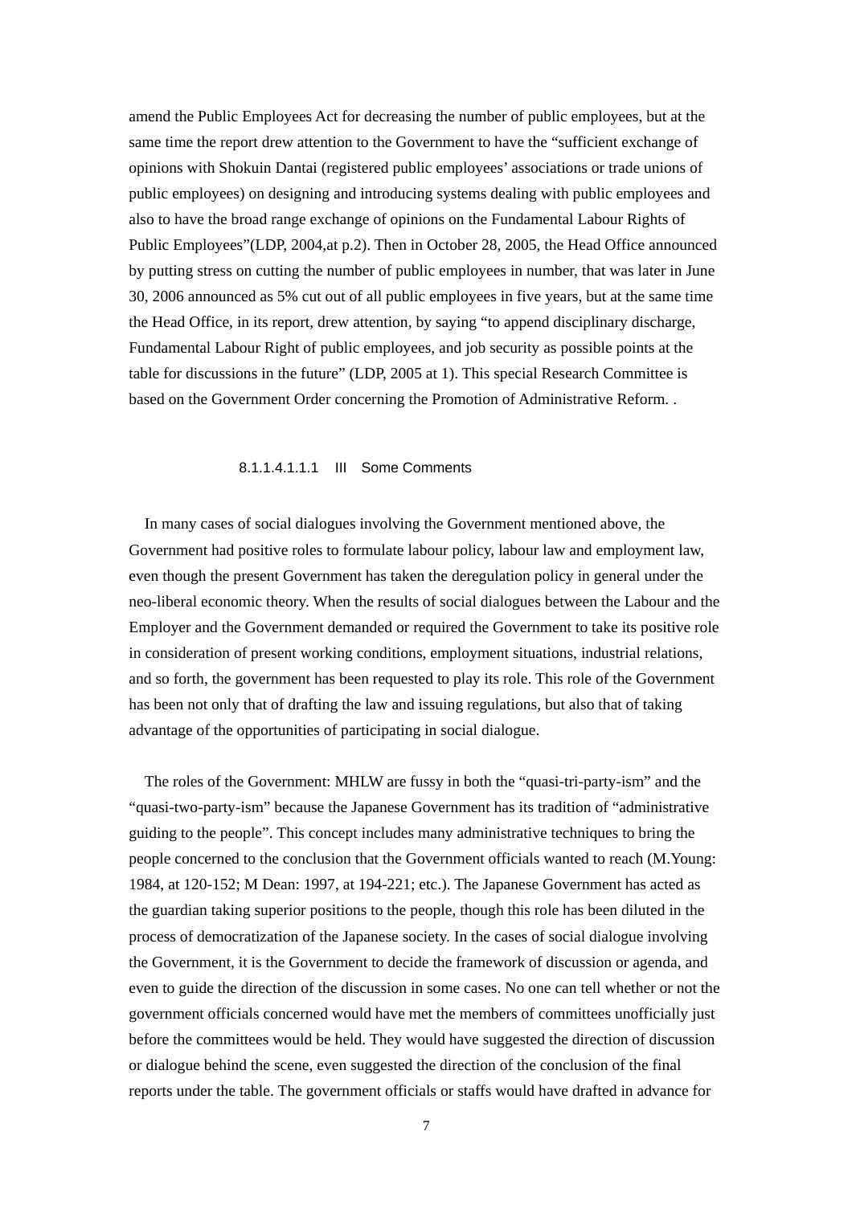amend the Public Employees Act for decreasing the number of public employees, but at the same time the report drew attention to the Government to have the "sufficient exchange of opinions with Shokuin Dantai (registered public employees' associations or trade unions of public employees) on designing and introducing systems dealing with public employees and also to have the broad range exchange of opinions on the Fundamental Labour Rights of Public Employees"(LDP, 2004,at p.2). Then in October 28, 2005, the Head Office announced by putting stress on cutting the number of public employees in number, that was later in June 30, 2006 announced as 5% cut out of all public employees in five years, but at the same time the Head Office, in its report, drew attention, by saying "to append disciplinary discharge, Fundamental Labour Right of public employees, and job security as possible points at the table for discussions in the future" (LDP, 2005 at 1). This special Research Committee is based on the Government Order concerning the Promotion of Administrative Reform. .

###### 8.1.1.4.1.1.1 III Some Comments

In many cases of social dialogues involving the Government mentioned above, the Government had positive roles to formulate labour policy, labour law and employment law, even though the present Government has taken the deregulation policy in general under the neo-liberal economic theory. When the results of social dialogues between the Labour and the Employer and the Government demanded or required the Government to take its positive role in consideration of present working conditions, employment situations, industrial relations, and so forth, the government has been requested to play its role. This role of the Government has been not only that of drafting the law and issuing regulations, but also that of taking advantage of the opportunities of participating in social dialogue.

The roles of the Government: MHLW are fussy in both the "quasi-tri-party-ism" and the "quasi-two-party-ism" because the Japanese Government has its tradition of "administrative guiding to the people". This concept includes many administrative techniques to bring the people concerned to the conclusion that the Government officials wanted to reach (M.Young: 1984, at 120-152; M Dean: 1997, at 194-221; etc.). The Japanese Government has acted as the guardian taking superior positions to the people, though this role has been diluted in the process of democratization of the Japanese society. In the cases of social dialogue involving the Government, it is the Government to decide the framework of discussion or agenda, and even to guide the direction of the discussion in some cases. No one can tell whether or not the government officials concerned would have met the members of committees unofficially just before the committees would be held. They would have suggested the direction of discussion or dialogue behind the scene, even suggested the direction of the conclusion of the final reports under the table. The government officials or staffs would have drafted in advance for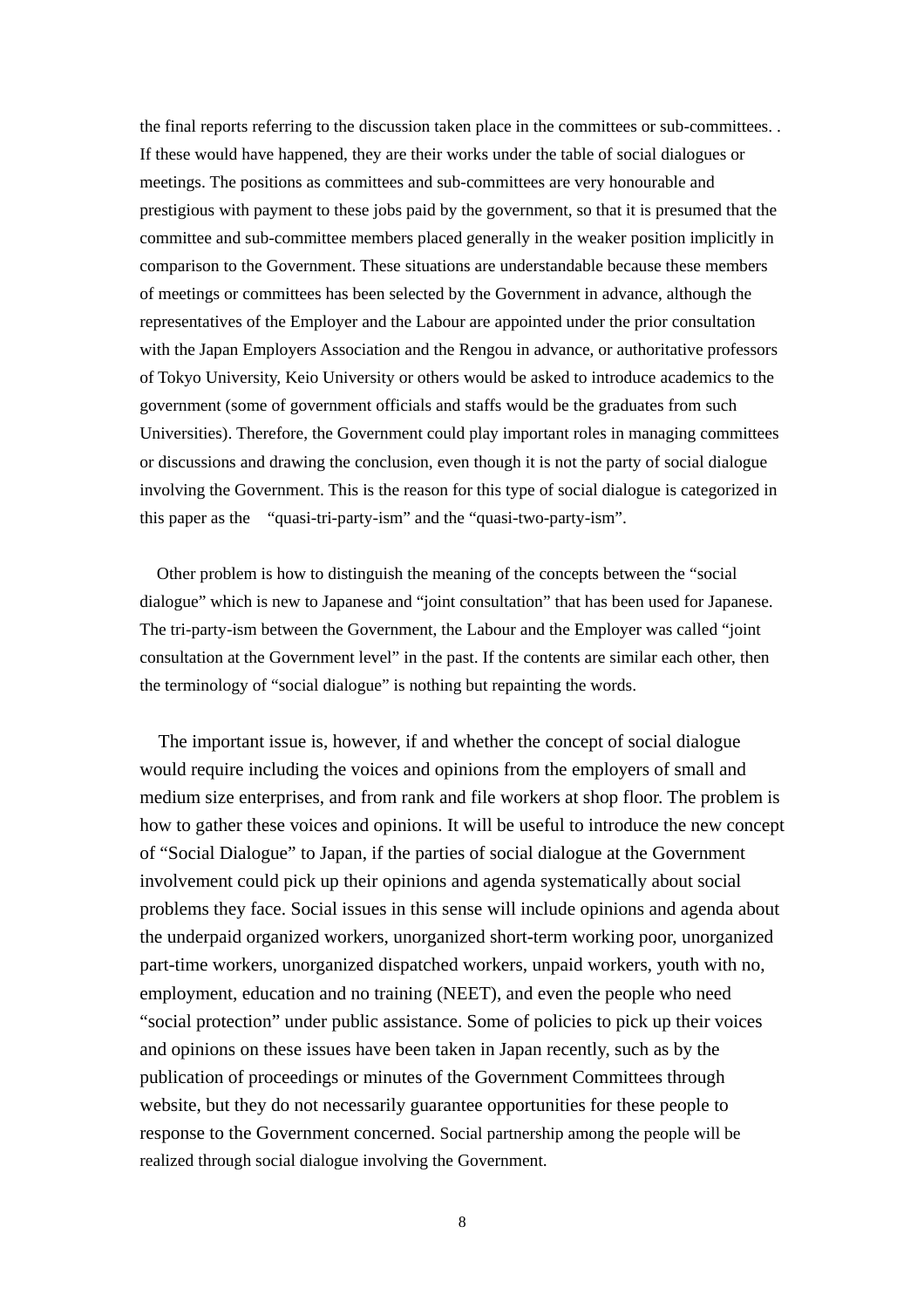the final reports referring to the discussion taken place in the committees or sub-committees. . If these would have happened, they are their works under the table of social dialogues or meetings. The positions as committees and sub-committees are very honourable and prestigious with payment to these jobs paid by the government, so that it is presumed that the committee and sub-committee members placed generally in the weaker position implicitly in comparison to the Government. These situations are understandable because these members of meetings or committees has been selected by the Government in advance, although the representatives of the Employer and the Labour are appointed under the prior consultation with the Japan Employers Association and the Rengou in advance, or authoritative professors of Tokyo University, Keio University or others would be asked to introduce academics to the government (some of government officials and staffs would be the graduates from such Universities). Therefore, the Government could play important roles in managing committees or discussions and drawing the conclusion, even though it is not the party of social dialogue involving the Government. This is the reason for this type of social dialogue is categorized in this paper as the "quasi-tri-party-ism" and the "quasi-two-party-ism".

Other problem is how to distinguish the meaning of the concepts between the "social dialogue" which is new to Japanese and "joint consultation" that has been used for Japanese. The tri-party-ism between the Government, the Labour and the Employer was called "joint consultation at the Government level" in the past. If the contents are similar each other, then the terminology of "social dialogue" is nothing but repainting the words.

The important issue is, however, if and whether the concept of social dialogue would require including the voices and opinions from the employers of small and medium size enterprises, and from rank and file workers at shop floor. The problem is how to gather these voices and opinions. It will be useful to introduce the new concept of "Social Dialogue" to Japan, if the parties of social dialogue at the Government involvement could pick up their opinions and agenda systematically about social problems they face. Social issues in this sense will include opinions and agenda about the underpaid organized workers, unorganized short-term working poor, unorganized part-time workers, unorganized dispatched workers, unpaid workers, youth with no, employment, education and no training (NEET), and even the people who need "social protection" under public assistance. Some of policies to pick up their voices and opinions on these issues have been taken in Japan recently, such as by the publication of proceedings or minutes of the Government Committees through website, but they do not necessarily guarantee opportunities for these people to response to the Government concerned. Social partnership among the people will be realized through social dialogue involving the Government.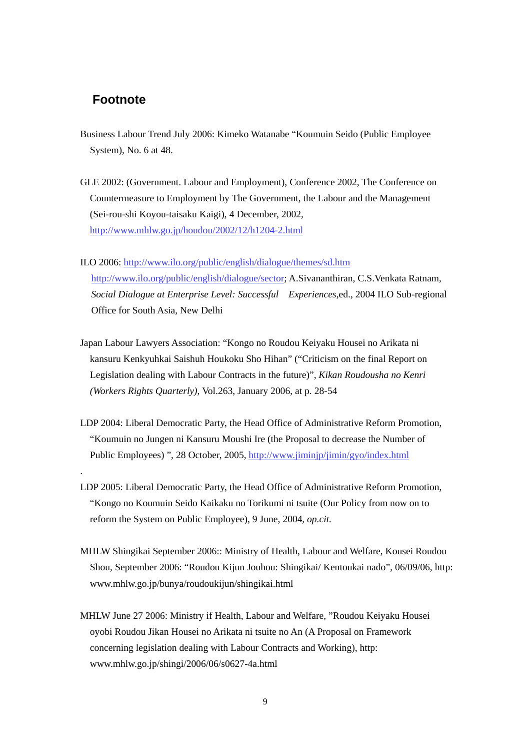## Footnote

Business Labour Trend July 2006: Kimeko Watanabe "Koumuin Seido (Public Employee System), No. 6 at 48.

GLE 2002: (Government. Labour and Employment), Conference 2002, The Conference on Countermeasure to Employment by The Government, the Labour and the Management (Sei-rou-shi Koyou-taisaku Kaigi), 4 December, 2002, http://www.mhlw.go.jp/houdou/2002/12/h1204-2.html

ILO 2006: http://www.ilo.org/public/english/dialogue/themes/sd.htm http://www.ilo.org/public/english/dialogue/sector; A.Sivananthiran, C.S.Venkata Ratnam, *Social Dialogue at Enterprise Level: Successful Experiences*,ed., 2004 ILO Sub-regional Office for South Asia, New Delhi

Japan Labour Lawyers Association: "Kongo no Roudou Keiyaku Housei no Arikata ni kansuru Kenkyuhkai Saishuh Houkoku Sho Hihan" ("Criticism on the final Report on Legislation dealing with Labour Contracts in the future)", *Kikan Roudousha no Kenri (Workers Rights Quarterly)*, Vol.263, January 2006, at p. 28-54

LDP 2004: Liberal Democratic Party, the Head Office of Administrative Reform Promotion, "Koumuin no Jungen ni Kansuru Moushi Ire (the Proposal to decrease the Number of Public Employees) ", 28 October, 2005, http://www.jiminjp/jimin/gyo/index.html

.

LDP 2005: Liberal Democratic Party, the Head Office of Administrative Reform Promotion, "Kongo no Koumuin Seido Kaikaku no Torikumi ni tsuite (Our Policy from now on to reform the System on Public Employee), 9 June, 2004, *op.cit.*

MHLW Shingikai September 2006:: Ministry of Health, Labour and Welfare, Kousei Roudou Shou, September 2006: "Roudou Kijun Jouhou: Shingikai/ Kentoukai nado", 06/09/06, http: www.mhlw.go.jp/bunya/roudoukijun/shingikai.html

MHLW June 27 2006: Ministry if Health, Labour and Welfare, "Roudou Keiyaku Housei oyobi Roudou Jikan Housei no Arikata ni tsuite no An (A Proposal on Framework concerning legislation dealing with Labour Contracts and Working), http: www.mhlw.go.jp/shingi/2006/06/s0627-4a.html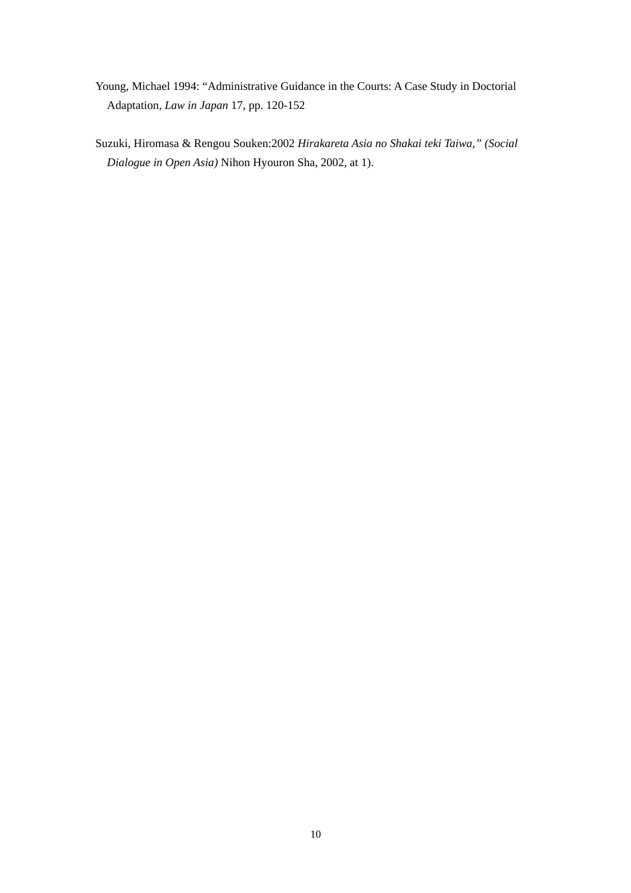Young, Michael 1994: “Administrative Guidance in the Courts: A Case Study in Doctorial Adaptation, *Law in Japan* 17, pp. 120-152

Suzuki, Hiromasa & Rengou Souken:2002 *Hirakareta Asia no Shakai teki Taiwa,” (Social Dialogue in Open Asia)* Nihon Hyouron Sha, 2002, at 1).